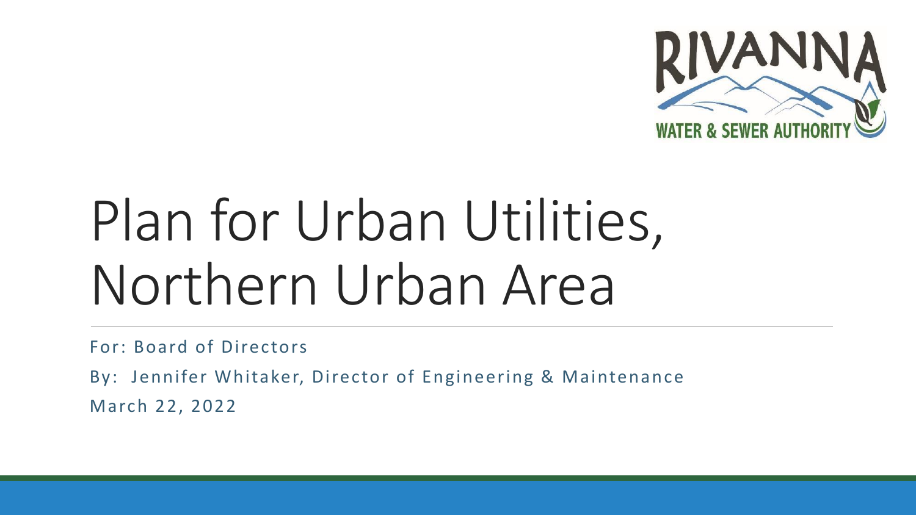RIVANNA

WATER & SEWER AUTHORITY

# Plan for Urban Utilities, Northern Urban Area

For: Board of Directors

By: Jennifer Whitaker, Director of Engineering & Maintenance

March 22, 2022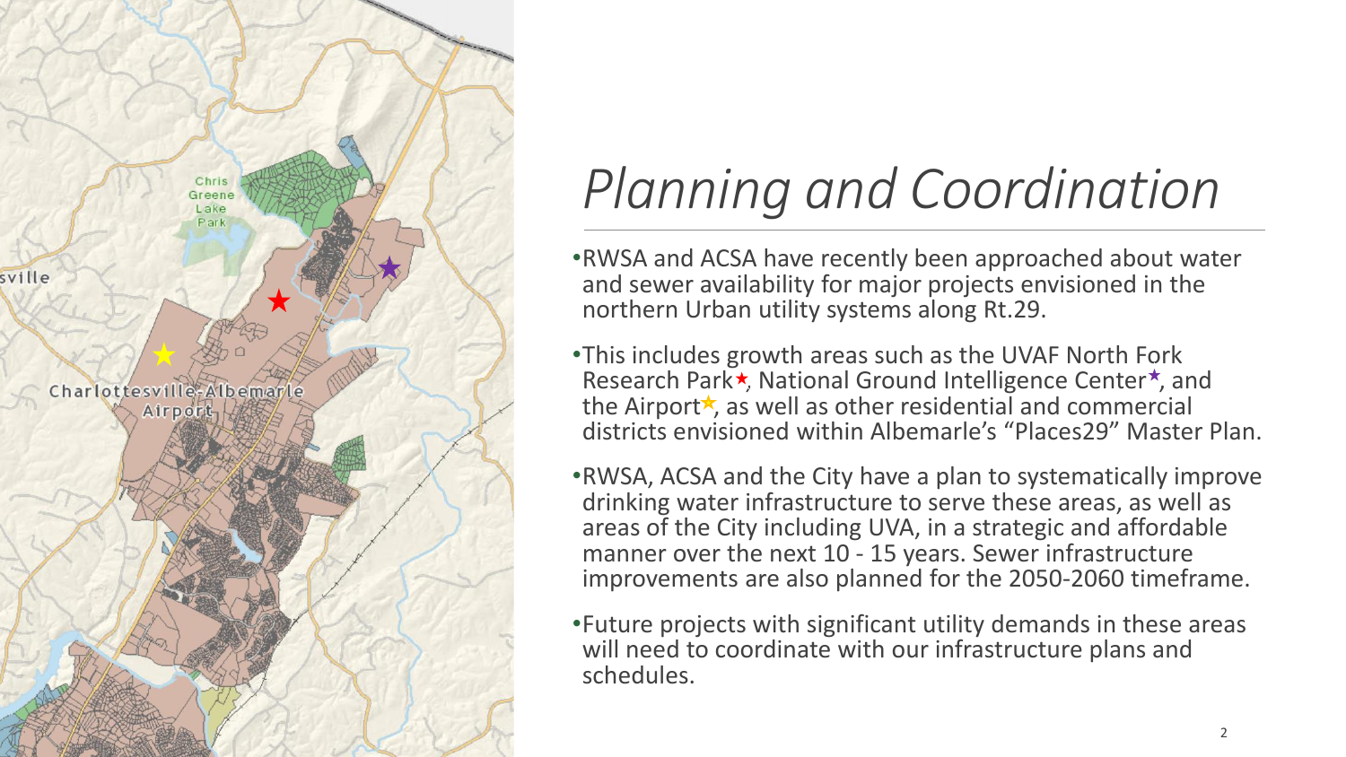# *Planning and Coordination*

- RWSA and ACSA have recently been approached about water and sewer availability for major projects envisioned in the northern Urban utility systems along Rt.29.
- This includes growth areas such as the UVAF North Fork Research Park★, National Ground Intelligence Center★, and the Airport★, as well as other residential and commercial districts envisioned within Albemarle's "Places29" Master Plan.
- RWSA, ACSA and the City have a plan to systematically improve drinking water infrastructure to serve these areas, as well as areas of the City including UVA, in a strategic and affordable manner over the next 10 - 15 years. Sewer infrastructure improvements are also planned for the 2050-2060 timeframe.
- Future projects with significant utility demands in these areas will need to coordinate with our infrastructure plans and schedules.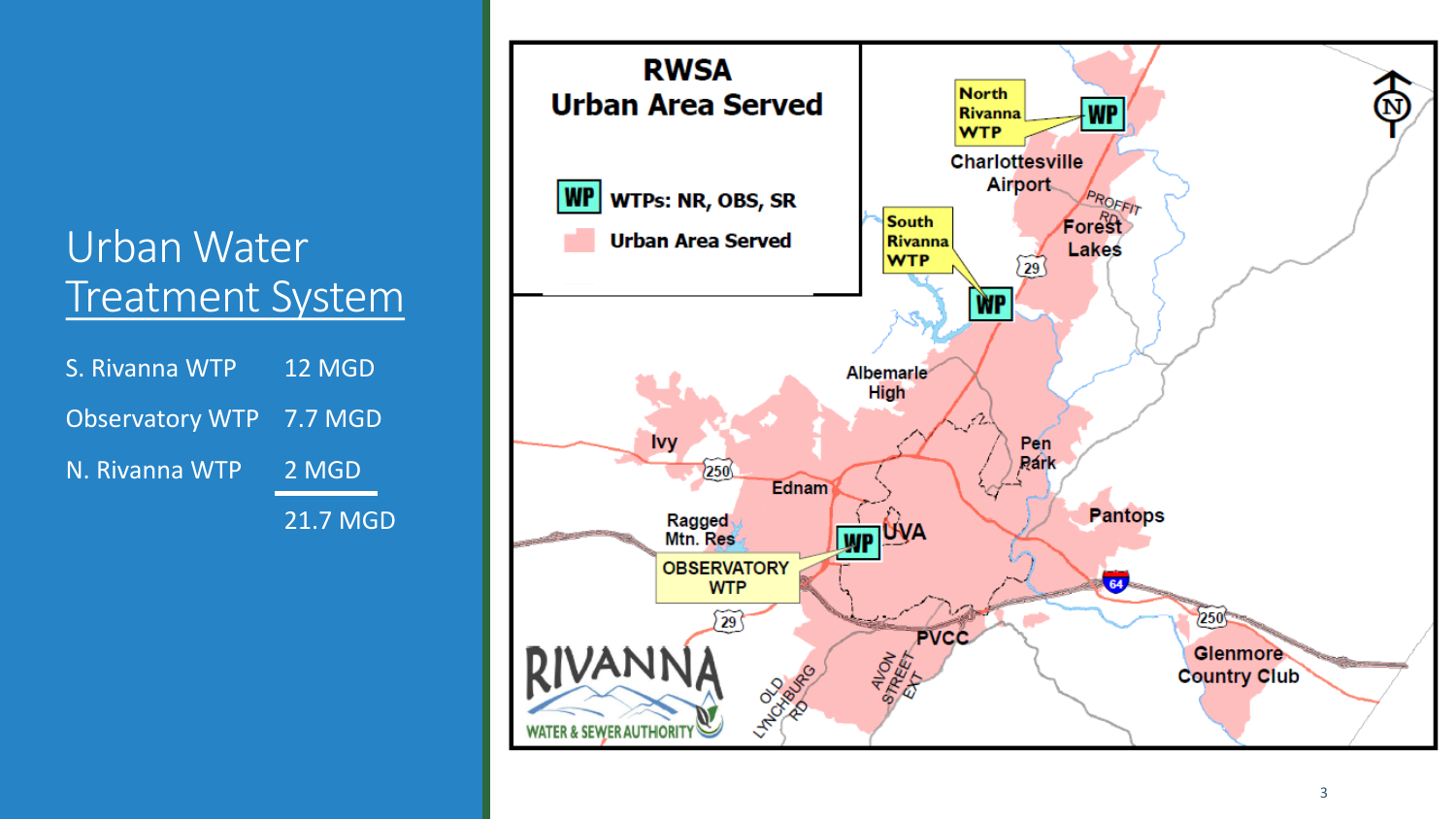# Urban Water Treatment System

| | |
|---|---|
| S. Rivanna WTP | 12 MGD |
| Observatory WTP | 7.7 MGD |
| N. Rivanna WTP | 2 MGD |
| | 21.7 MGD |

**RWSA Urban Area Served**

- WP — WTPs: NR, OBS, SR
- Urban Area Served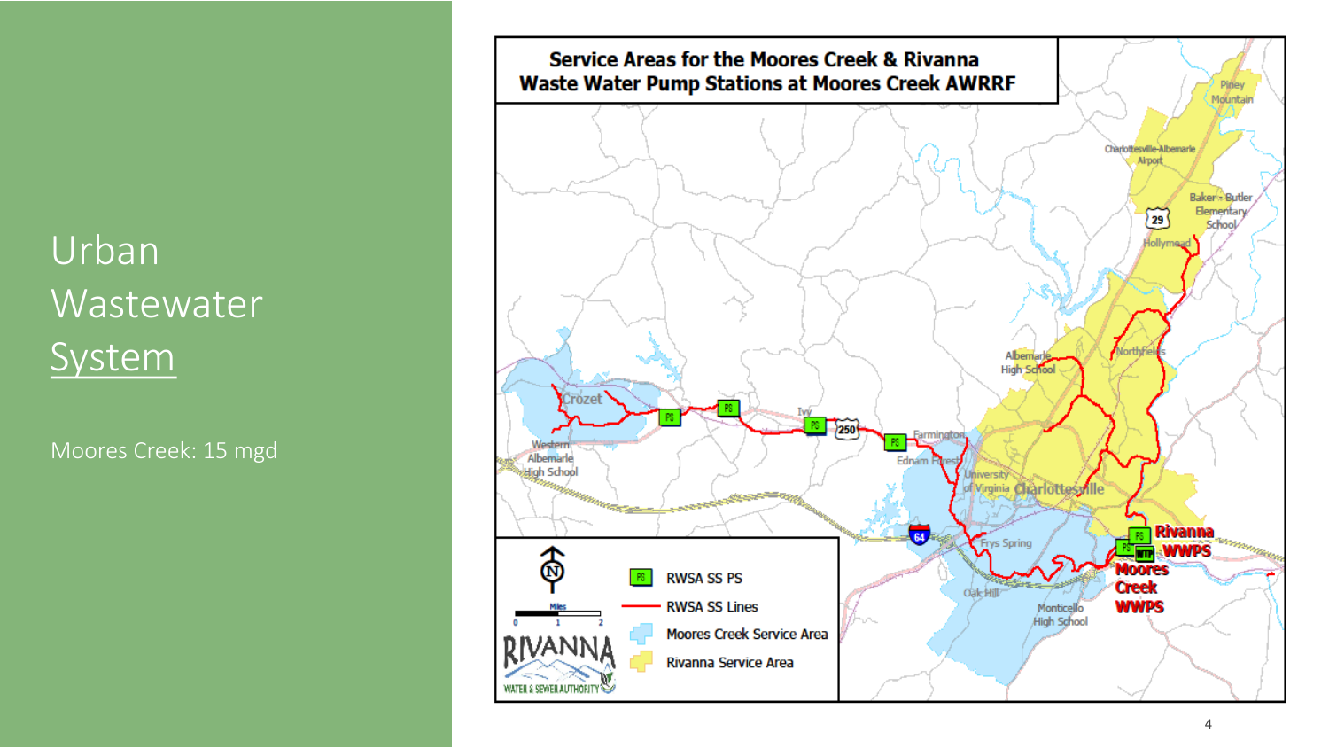# Urban Wastewater System

Moores Creek: 15 mgd

**Service Areas for the Moores Creek & Rivanna Waste Water Pump Stations at Moores Creek AWRRF**

- RWSA SS PS
- RWSA SS Lines
- Moores Creek Service Area
- Rivanna Service Area

Rivanna WWPS

Moores Creek WWPS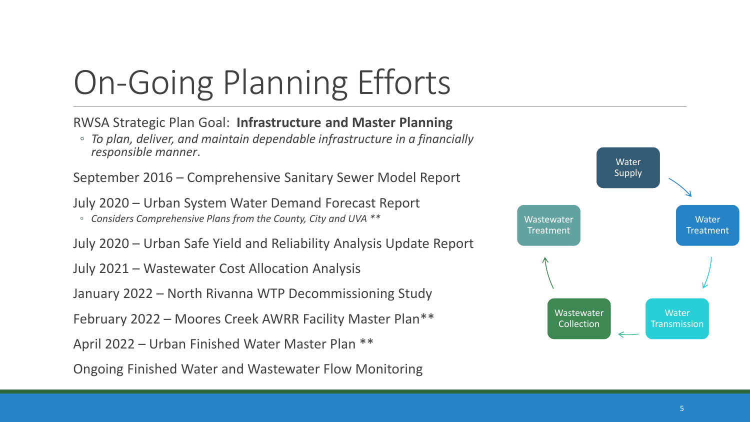# On-Going Planning Efforts

RWSA Strategic Plan Goal: **Infrastructure and Master Planning**

- *To plan, deliver, and maintain dependable infrastructure in a financially responsible manner*.

September 2016 – Comprehensive Sanitary Sewer Model Report

July 2020 – Urban System Water Demand Forecast Report

- *Considers Comprehensive Plans from the County, City and UVA \*\**

July 2020 – Urban Safe Yield and Reliability Analysis Update Report

July 2021 – Wastewater Cost Allocation Analysis

January 2022 – North Rivanna WTP Decommissioning Study

February 2022 – Moores Creek AWRR Facility Master Plan\*\*

April 2022 – Urban Finished Water Master Plan \*\*

Ongoing Finished Water and Wastewater Flow Monitoring

Water Supply → Water Treatment → Water Transmission → Wastewater Collection → Wastewater Treatment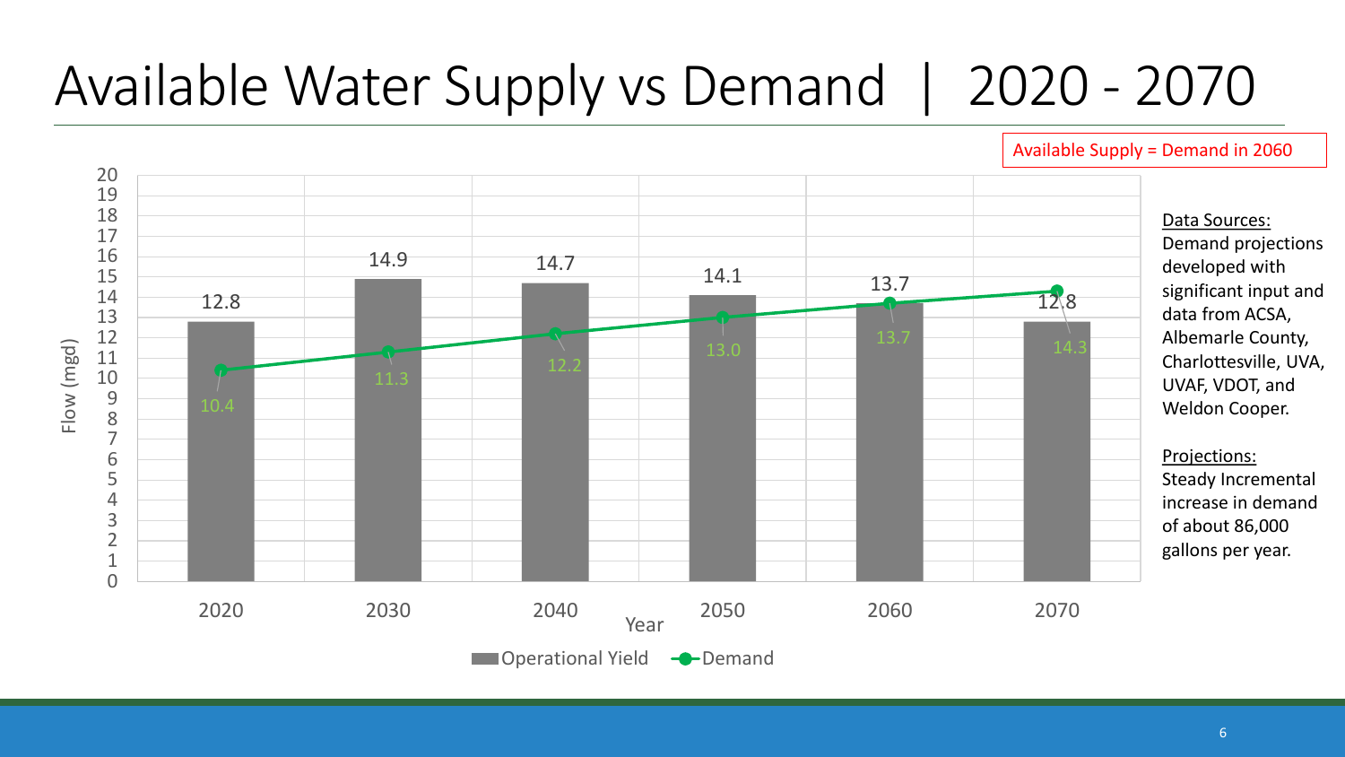# Available Water Supply vs Demand | 2020 - 2070

Available Supply = Demand in 2060

| Year | Operational Yield (mgd) | Demand (mgd) |
|---|---|---|
| 2020 | 12.8 | 10.4 |
| 2030 | 14.9 | 11.3 |
| 2040 | 14.7 | 12.2 |
| 2050 | 14.1 | 13.0 |
| 2060 | 13.7 | 13.7 |
| 2070 | 12.8 | 14.3 |

Data Sources:
Demand projections developed with significant input and data from ACSA, Albemarle County, Charlottesville, UVA, UVAF, VDOT, and Weldon Cooper.

Projections:
Steady Incremental increase in demand of about 86,000 gallons per year.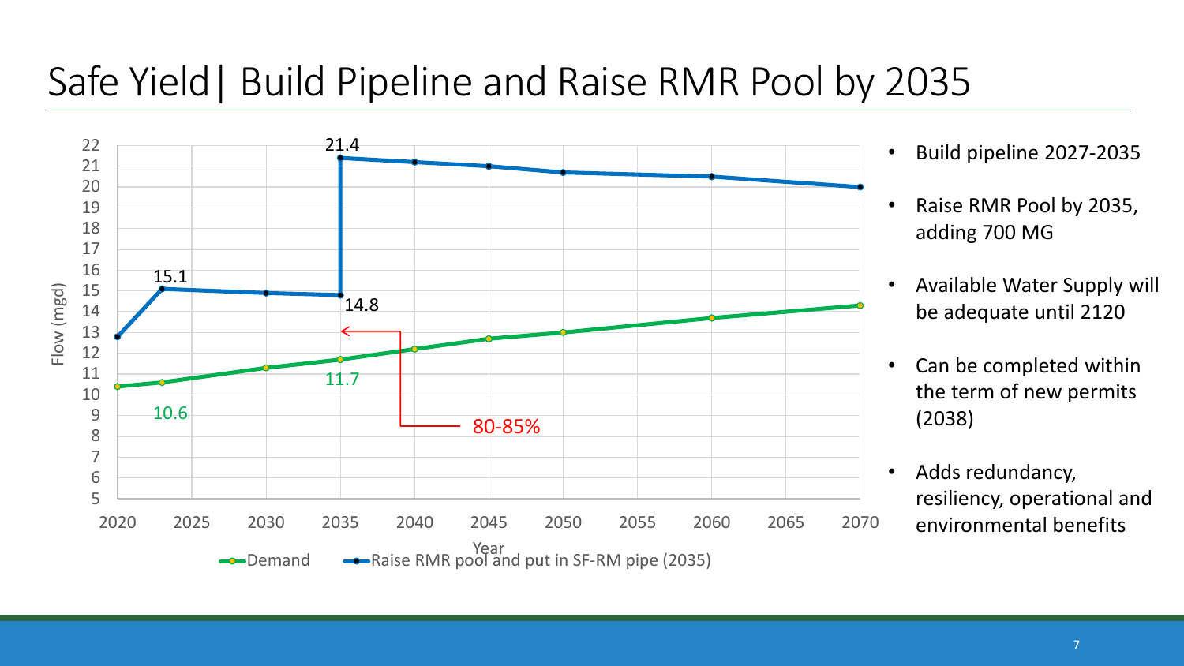# Safe Yield| Build Pipeline and Raise RMR Pool by 2035

- Build pipeline 2027-2035
- Raise RMR Pool by 2035, adding 700 MG
- Available Water Supply will be adequate until 2120
- Can be completed within the term of new permits (2038)
- Adds redundancy, resiliency, operational and environmental benefits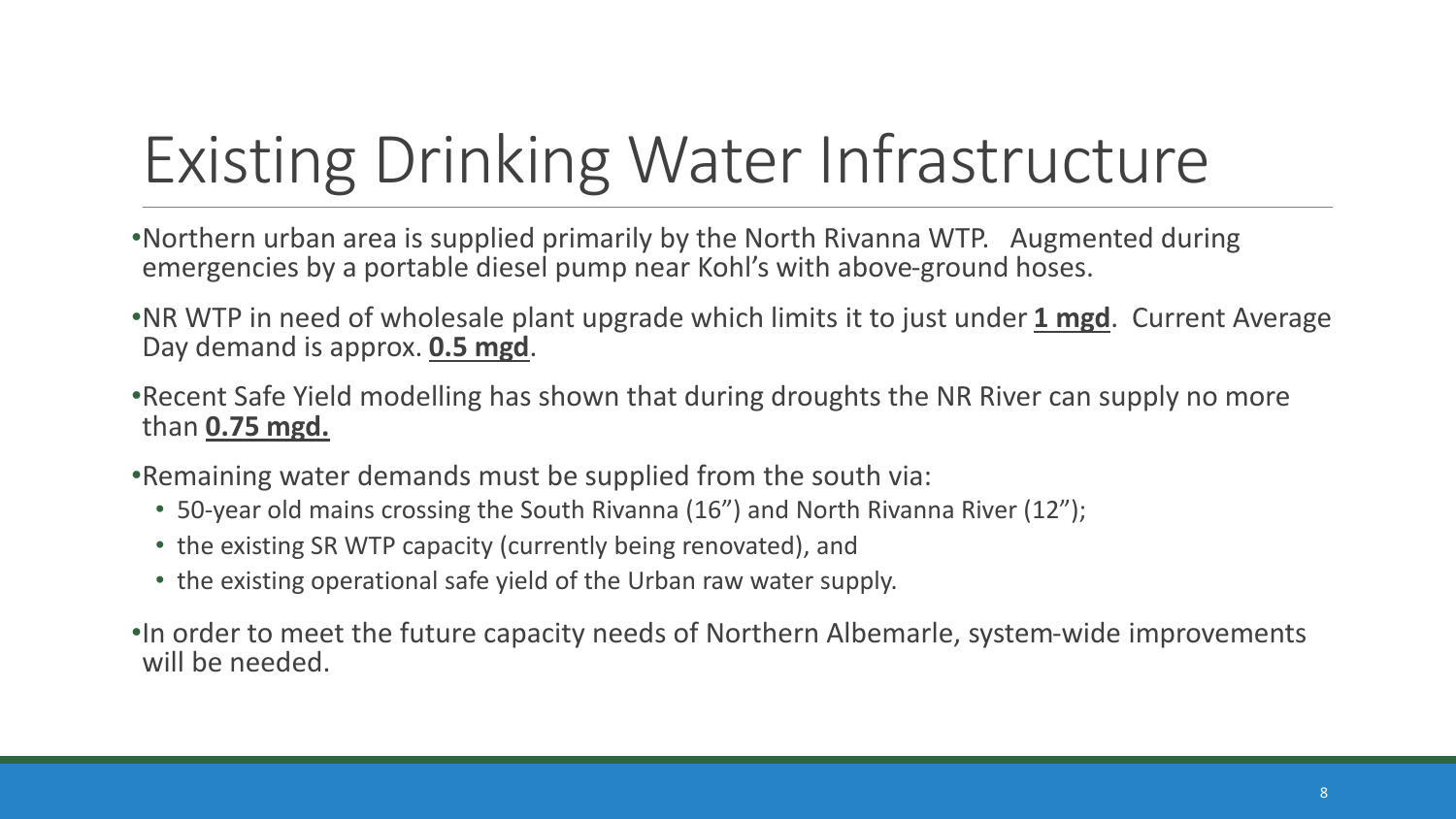# Existing Drinking Water Infrastructure

- Northern urban area is supplied primarily by the North Rivanna WTP. Augmented during emergencies by a portable diesel pump near Kohl's with above-ground hoses.
- NR WTP in need of wholesale plant upgrade which limits it to just under **1 mgd**. Current Average Day demand is approx. **0.5 mgd**.
- Recent Safe Yield modelling has shown that during droughts the NR River can supply no more than **0.75 mgd.**
- Remaining water demands must be supplied from the south via:
  - 50-year old mains crossing the South Rivanna (16") and North Rivanna River (12");
  - the existing SR WTP capacity (currently being renovated), and
  - the existing operational safe yield of the Urban raw water supply.
- In order to meet the future capacity needs of Northern Albemarle, system-wide improvements will be needed.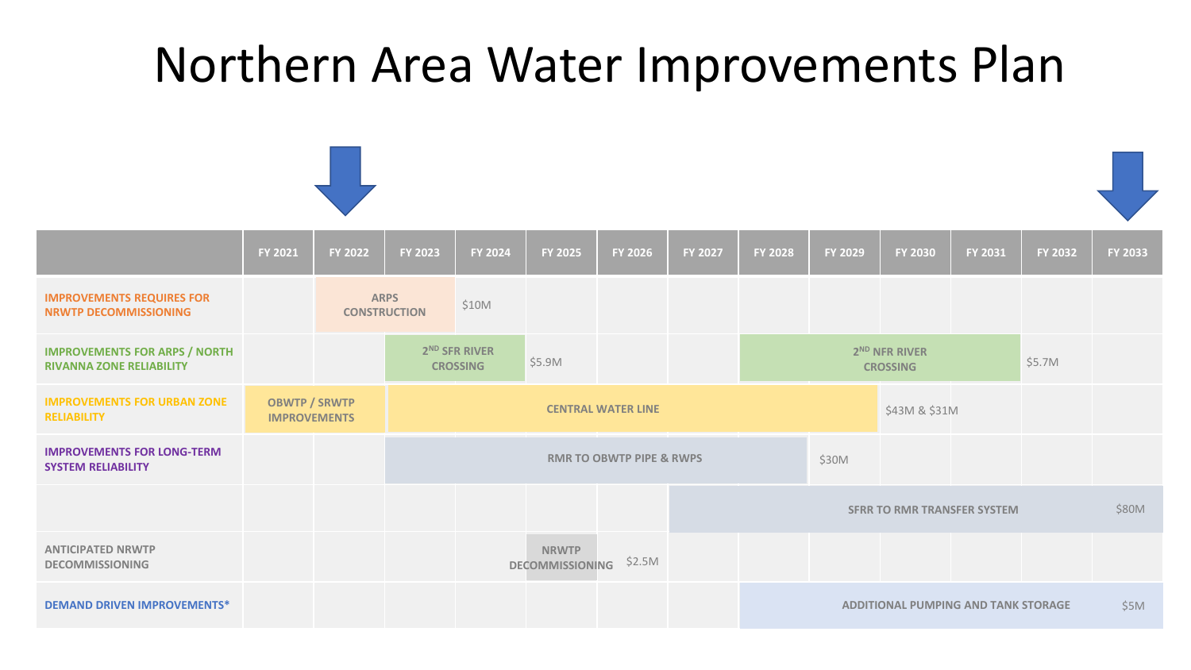# Northern Area Water Improvements Plan

| | FY 2021 | FY 2022 | FY 2023 | FY 2024 | FY 2025 | FY 2026 | FY 2027 | FY 2028 | FY 2029 | FY 2030 | FY 2031 | FY 2032 | FY 2033 |
|---|---|---|---|---|---|---|---|---|---|---|---|---|---|
| IMPROVEMENTS REQUIRES FOR NRWTP DECOMMISSIONING | | ARPS CONSTRUCTION | ARPS CONSTRUCTION | $10M | | | | | | | | | |
| IMPROVEMENTS FOR ARPS / NORTH RIVANNA ZONE RELIABILITY | | | 2ND SFR RIVER CROSSING | 2ND SFR RIVER CROSSING | $5.9M | | | 2ND NFR RIVER CROSSING | 2ND NFR RIVER CROSSING | 2ND NFR RIVER CROSSING | 2ND NFR RIVER CROSSING | $5.7M | |
| IMPROVEMENTS FOR URBAN ZONE RELIABILITY | OBWTP / SRWTP IMPROVEMENTS | OBWTP / SRWTP IMPROVEMENTS | CENTRAL WATER LINE | CENTRAL WATER LINE | CENTRAL WATER LINE | CENTRAL WATER LINE | CENTRAL WATER LINE | CENTRAL WATER LINE | CENTRAL WATER LINE | $43M & $31M | | | |
| IMPROVEMENTS FOR LONG-TERM SYSTEM RELIABILITY | | | RMR TO OBWTP PIPE & RWPS | RMR TO OBWTP PIPE & RWPS | RMR TO OBWTP PIPE & RWPS | RMR TO OBWTP PIPE & RWPS | RMR TO OBWTP PIPE & RWPS | RMR TO OBWTP PIPE & RWPS | $30M | | | | |
| | | | | | | | SFRR TO RMR TRANSFER SYSTEM | SFRR TO RMR TRANSFER SYSTEM | SFRR TO RMR TRANSFER SYSTEM | SFRR TO RMR TRANSFER SYSTEM | SFRR TO RMR TRANSFER SYSTEM | SFRR TO RMR TRANSFER SYSTEM | $80M |
| ANTICIPATED NRWTP DECOMMISSIONING | | | | | NRWTP DECOMMISSIONING | $2.5M | | | | | | | |
| DEMAND DRIVEN IMPROVEMENTS* | | | | | | | | ADDITIONAL PUMPING AND TANK STORAGE | ADDITIONAL PUMPING AND TANK STORAGE | ADDITIONAL PUMPING AND TANK STORAGE | ADDITIONAL PUMPING AND TANK STORAGE | ADDITIONAL PUMPING AND TANK STORAGE | $5M |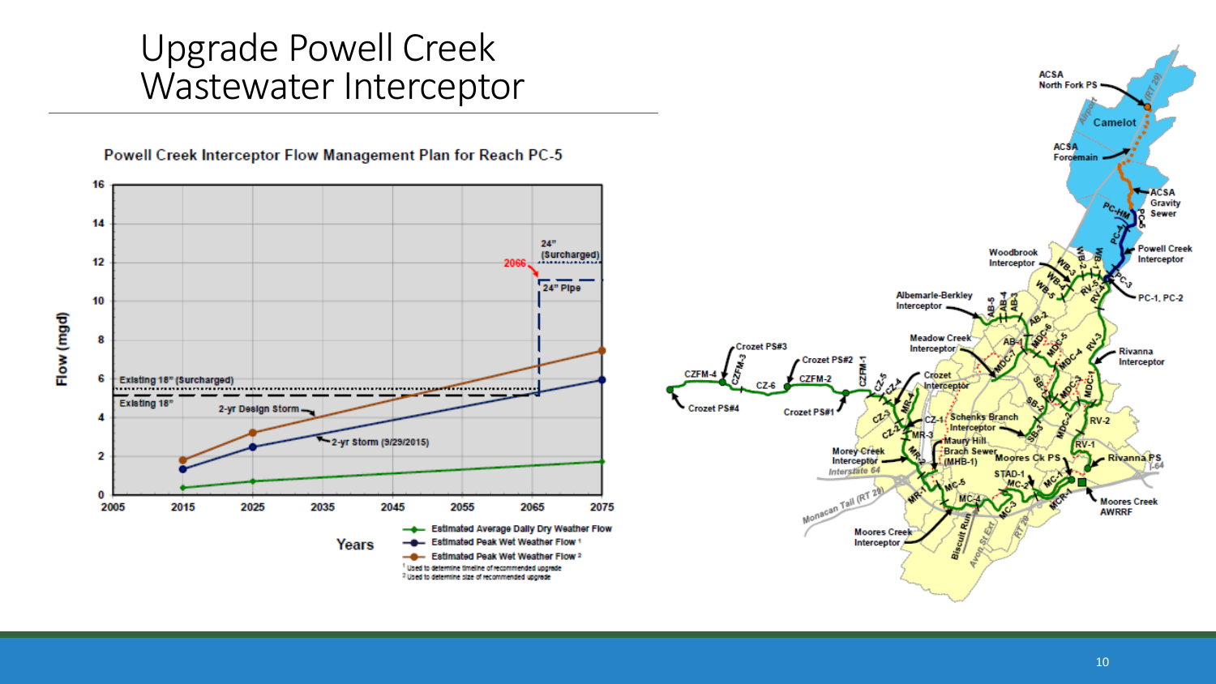# Upgrade Powell Creek Wastewater Interceptor

**Powell Creek Interceptor Flow Management Plan for Reach PC-5**

- Estimated Average Daily Dry Weather Flow
- Estimated Peak Wet Weather Flow [1]
- Estimated Peak Wet Weather Flow [2]

[1] Used to determine timeline of recommended upgrade
[2] Used to determine size of recommended upgrade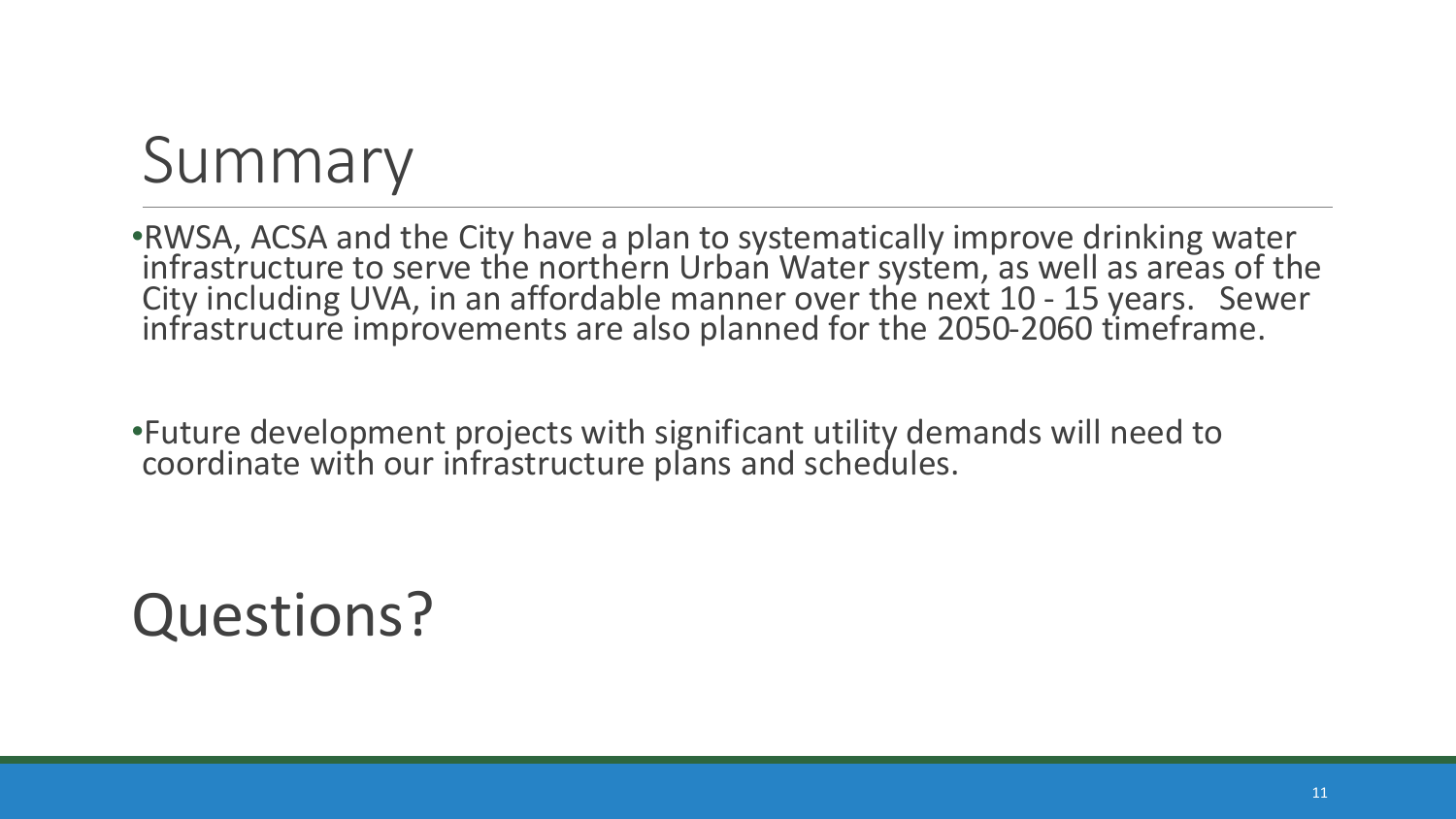# Summary

- RWSA, ACSA and the City have a plan to systematically improve drinking water infrastructure to serve the northern Urban Water system, as well as areas of the City including UVA, in an affordable manner over the next 10 - 15 years. Sewer infrastructure improvements are also planned for the 2050-2060 timeframe.

- Future development projects with significant utility demands will need to coordinate with our infrastructure plans and schedules.

# Questions?